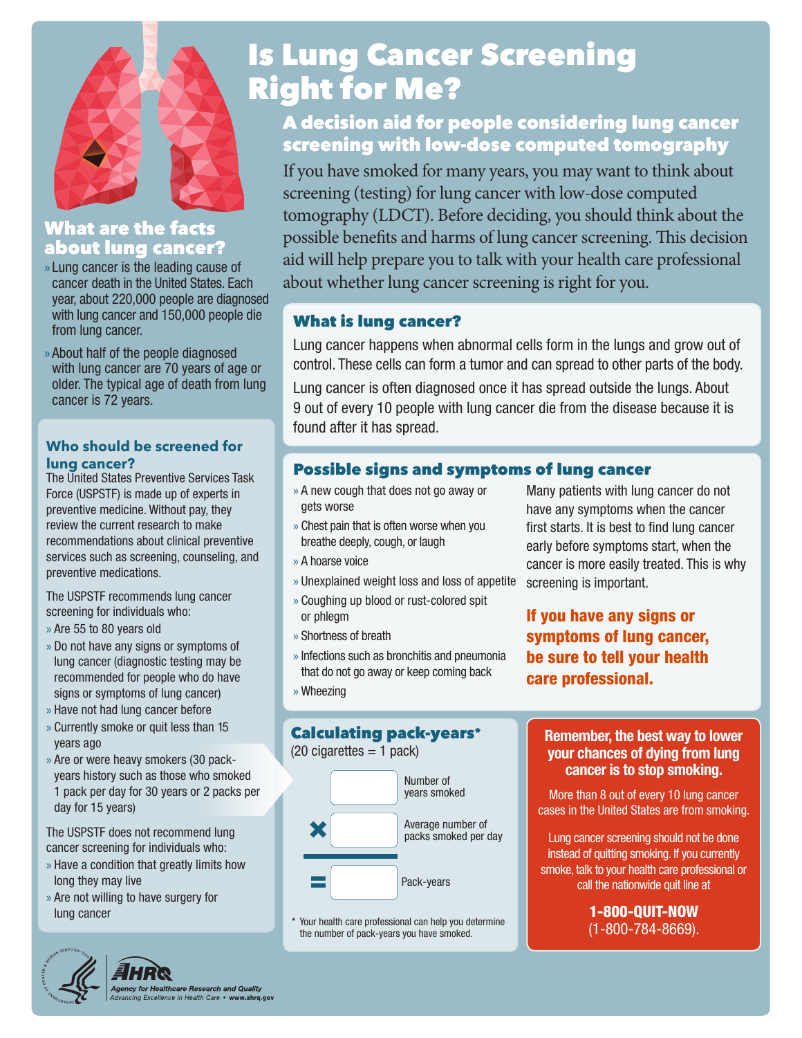# Is Lung Cancer Screening Right for Me?

## A decision aid for people considering lung cancer screening with low-dose computed tomography

If you have smoked for many years, you may want to think about screening (testing) for lung cancer with low-dose computed tomography (LDCT). Before deciding, you should think about the possible benefits and harms of lung cancer screening. This decision aid will help prepare you to talk with your health care professional about whether lung cancer screening is right for you.

## What are the facts about lung cancer?

- Lung cancer is the leading cause of cancer death in the United States. Each year, about 220,000 people are diagnosed with lung cancer and 150,000 people die from lung cancer.
- About half of the people diagnosed with lung cancer are 70 years of age or older. The typical age of death from lung cancer is 72 years.

### Who should be screened for lung cancer?

The United States Preventive Services Task Force (USPSTF) is made up of experts in preventive medicine. Without pay, they review the current research to make recommendations about clinical preventive services such as screening, counseling, and preventive medications.

The USPSTF recommends lung cancer screening for individuals who:

- Are 55 to 80 years old
- Do not have any signs or symptoms of lung cancer (diagnostic testing may be recommended for people who do have signs or symptoms of lung cancer)
- Have not had lung cancer before
- Currently smoke or quit less than 15 years ago
- Are or were heavy smokers (30 pack-years history such as those who smoked 1 pack per day for 30 years or 2 packs per day for 15 years)

The USPSTF does not recommend lung cancer screening for individuals who:

- Have a condition that greatly limits how long they may live
- Are not willing to have surgery for lung cancer

### What is lung cancer?

Lung cancer happens when abnormal cells form in the lungs and grow out of control. These cells can form a tumor and can spread to other parts of the body.

Lung cancer is often diagnosed once it has spread outside the lungs. About 9 out of every 10 people with lung cancer die from the disease because it is found after it has spread.

### Possible signs and symptoms of lung cancer

- A new cough that does not go away or gets worse
- Chest pain that is often worse when you breathe deeply, cough, or laugh
- A hoarse voice
- Unexplained weight loss and loss of appetite
- Coughing up blood or rust-colored spit or phlegm
- Shortness of breath
- Infections such as bronchitis and pneumonia that do not go away or keep coming back
- Wheezing

Many patients with lung cancer do not have any symptoms when the cancer first starts. It is best to find lung cancer early before symptoms start, when the cancer is more easily treated. This is why screening is important.

**If you have any signs or symptoms of lung cancer, be sure to tell your health care professional.**

### Calculating pack-years*

(20 cigarettes = 1 pack)

| | |
|---|---|
| [ ] | Number of years smoked |
| × [ ] | Average number of packs smoked per day |
| = [ ] | Pack-years |

\* Your health care professional can help you determine the number of pack-years you have smoked.

**Remember, the best way to lower your chances of dying from lung cancer is to stop smoking.**

More than 8 out of every 10 lung cancer cases in the United States are from smoking.

Lung cancer screening should not be done instead of quitting smoking. If you currently smoke, talk to your health care professional or call the nationwide quit line at

**1-800-QUIT-NOW**
(1-800-784-8669).

AHRQ — Agency for Healthcare Research and Quality
*Advancing Excellence in Health Care* • www.ahrq.gov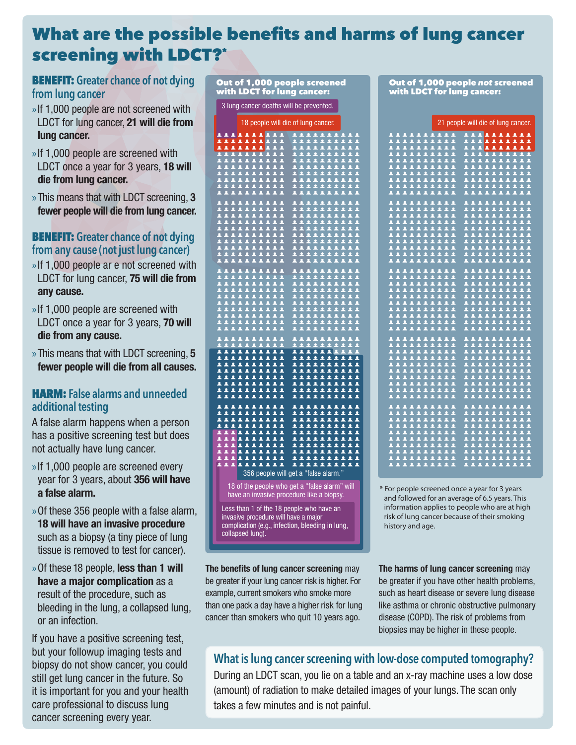# What are the possible benefits and harms of lung cancer screening with LDCT?*

### BENEFIT: Greater chance of not dying from lung cancer

- If 1,000 people are not screened with LDCT for lung cancer, **21 will die from lung cancer.**
- If 1,000 people are screened with LDCT once a year for 3 years, **18 will die from lung cancer.**
- This means that with LDCT screening, **3 fewer people will die from lung cancer.**

### BENEFIT: Greater chance of not dying from any cause (not just lung cancer)

- If 1,000 people ar e not screened with LDCT for lung cancer, **75 will die from any cause.**
- If 1,000 people are screened with LDCT once a year for 3 years, **70 will die from any cause.**
- This means that with LDCT screening, **5 fewer people will die from all causes.**

### HARM: False alarms and unneeded additional testing

A false alarm happens when a person has a positive screening test but does not actually have lung cancer.

- If 1,000 people are screened every year for 3 years, about **356 will have a false alarm.**
- Of these 356 people with a false alarm, **18 will have an invasive procedure** such as a biopsy (a tiny piece of lung tissue is removed to test for cancer).
- Of these 18 people, **less than 1 will have a major complication** as a result of the procedure, such as bleeding in the lung, a collapsed lung, or an infection.

If you have a positive screening test, but your followup imaging tests and biopsy do not show cancer, you could still get lung cancer in the future. So it is important for you and your health care professional to discuss lung cancer screening every year.

**Out of 1,000 people screened with LDCT for lung cancer:**

- 3 lung cancer deaths will be prevented.
- 18 people will die of lung cancer.
- 356 people will get a "false alarm."
- 18 of the people who get a "false alarm" will have an invasive procedure like a biopsy.
- Less than 1 of the 18 people who have an invasive procedure will have a major complication (e.g., infection, bleeding in lung, collapsed lung).

**Out of 1,000 people *not* screened with LDCT for lung cancer:**

- 21 people will die of lung cancer.

\* For people screened once a year for 3 years and followed for an average of 6.5 years. This information applies to people who are at high risk of lung cancer because of their smoking history and age.

**The benefits of lung cancer screening** may be greater if your lung cancer risk is higher. For example, current smokers who smoke more than one pack a day have a higher risk for lung cancer than smokers who quit 10 years ago.

**The harms of lung cancer screening** may be greater if you have other health problems, such as heart disease or severe lung disease like asthma or chronic obstructive pulmonary disease (COPD). The risk of problems from biopsies may be higher in these people.

### What is lung cancer screening with low-dose computed tomography?

During an LDCT scan, you lie on a table and an x-ray machine uses a low dose (amount) of radiation to make detailed images of your lungs. The scan only takes a few minutes and is not painful.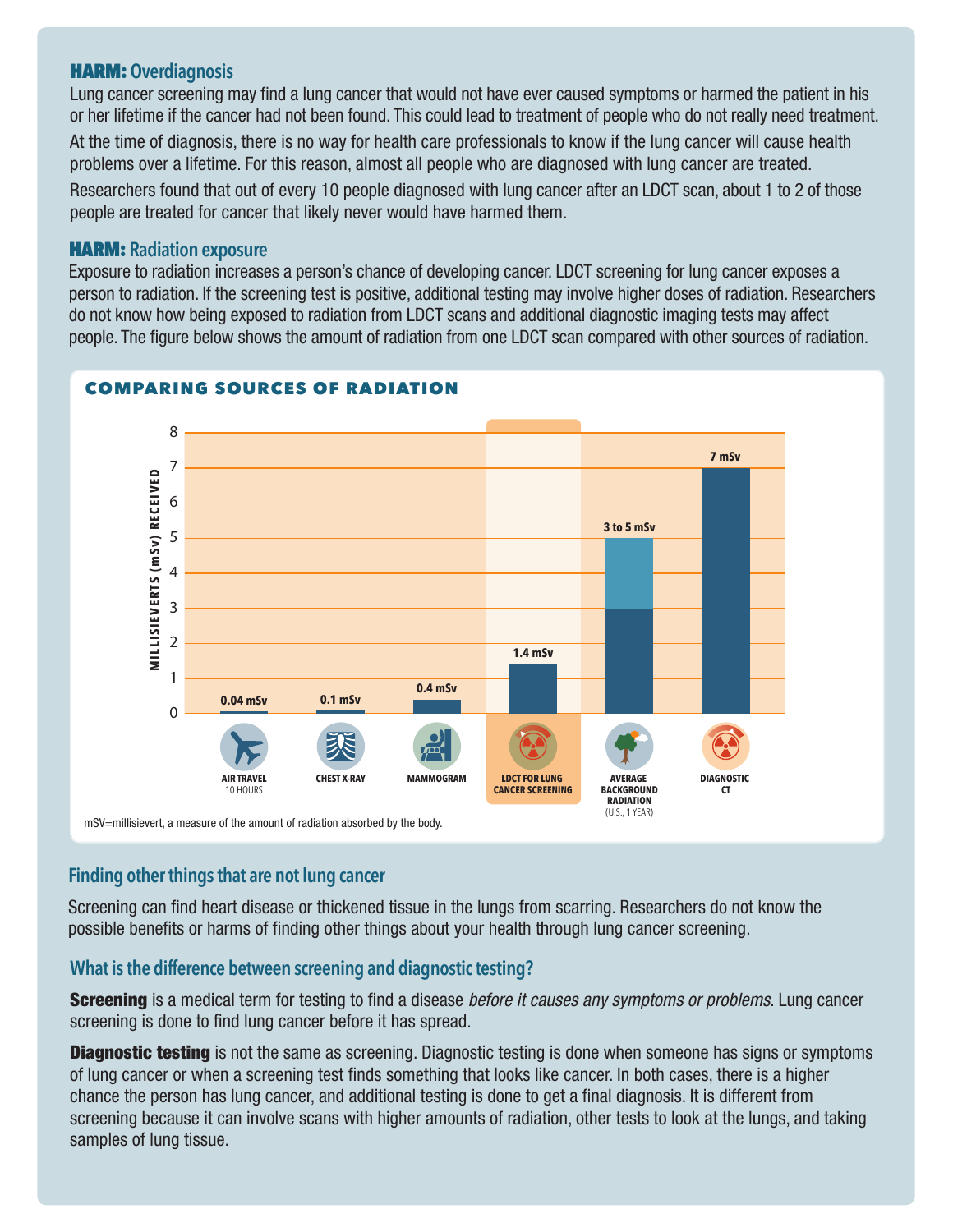### HARM: Overdiagnosis

Lung cancer screening may find a lung cancer that would not have ever caused symptoms or harmed the patient in his or her lifetime if the cancer had not been found. This could lead to treatment of people who do not really need treatment.

At the time of diagnosis, there is no way for health care professionals to know if the lung cancer will cause health problems over a lifetime. For this reason, almost all people who are diagnosed with lung cancer are treated.

Researchers found that out of every 10 people diagnosed with lung cancer after an LDCT scan, about 1 to 2 of those people are treated for cancer that likely never would have harmed them.

### HARM: Radiation exposure

Exposure to radiation increases a person's chance of developing cancer. LDCT screening for lung cancer exposes a person to radiation. If the screening test is positive, additional testing may involve higher doses of radiation. Researchers do not know how being exposed to radiation from LDCT scans and additional diagnostic imaging tests may affect people. The figure below shows the amount of radiation from one LDCT scan compared with other sources of radiation.

#### COMPARING SOURCES OF RADIATION

| Source | Millisieverts (mSv) received |
| --- | --- |
| Air travel (10 hours) | 0.04 mSv |
| Chest X-ray | 0.1 mSv |
| Mammogram | 0.4 mSv |
| LDCT for lung cancer screening | 1.4 mSv |
| Average background radiation (U.S., 1 year) | 3 to 5 mSv |
| Diagnostic CT | 7 mSv |

mSV=millisievert, a measure of the amount of radiation absorbed by the body.

### Finding other things that are not lung cancer

Screening can find heart disease or thickened tissue in the lungs from scarring. Researchers do not know the possible benefits or harms of finding other things about your health through lung cancer screening.

### What is the difference between screening and diagnostic testing?

**Screening** is a medical term for testing to find a disease *before it causes any symptoms or problems*. Lung cancer screening is done to find lung cancer before it has spread.

**Diagnostic testing** is not the same as screening. Diagnostic testing is done when someone has signs or symptoms of lung cancer or when a screening test finds something that looks like cancer. In both cases, there is a higher chance the person has lung cancer, and additional testing is done to get a final diagnosis. It is different from screening because it can involve scans with higher amounts of radiation, other tests to look at the lungs, and taking samples of lung tissue.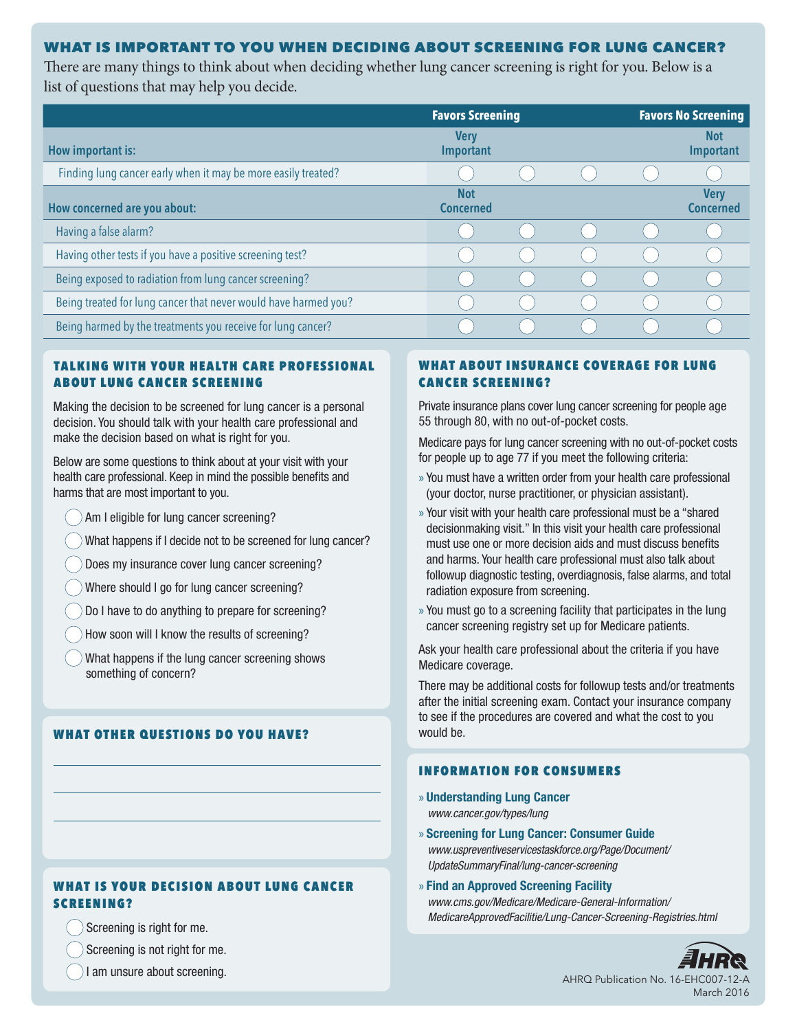## WHAT IS IMPORTANT TO YOU WHEN DECIDING ABOUT SCREENING FOR LUNG CANCER?

There are many things to think about when deciding whether lung cancer screening is right for you. Below is a list of questions that may help you decide.

| | Favors Screening | | | | Favors No Screening |
|---|---|---|---|---|---|
| **How important is:** | **Very Important** | | | | **Not Important** |
| Finding lung cancer early when it may be more easily treated? | ◯ | ◯ | ◯ | ◯ | ◯ |
| **How concerned are you about:** | **Not Concerned** | | | | **Very Concerned** |
| Having a false alarm? | ◯ | ◯ | ◯ | ◯ | ◯ |
| Having other tests if you have a positive screening test? | ◯ | ◯ | ◯ | ◯ | ◯ |
| Being exposed to radiation from lung cancer screening? | ◯ | ◯ | ◯ | ◯ | ◯ |
| Being treated for lung cancer that never would have harmed you? | ◯ | ◯ | ◯ | ◯ | ◯ |
| Being harmed by the treatments you receive for lung cancer? | ◯ | ◯ | ◯ | ◯ | ◯ |

### TALKING WITH YOUR HEALTH CARE PROFESSIONAL ABOUT LUNG CANCER SCREENING

Making the decision to be screened for lung cancer is a personal decision. You should talk with your health care professional and make the decision based on what is right for you.

Below are some questions to think about at your visit with your health care professional. Keep in mind the possible benefits and harms that are most important to you.

- ◯ Am I eligible for lung cancer screening?
- ◯ What happens if I decide not to be screened for lung cancer?
- ◯ Does my insurance cover lung cancer screening?
- ◯ Where should I go for lung cancer screening?
- ◯ Do I have to do anything to prepare for screening?
- ◯ How soon will I know the results of screening?
- ◯ What happens if the lung cancer screening shows something of concern?

### WHAT OTHER QUESTIONS DO YOU HAVE?

______________________________

______________________________

______________________________

### WHAT IS YOUR DECISION ABOUT LUNG CANCER SCREENING?

- ◯ Screening is right for me.
- ◯ Screening is not right for me.
- ◯ I am unsure about screening.

### WHAT ABOUT INSURANCE COVERAGE FOR LUNG CANCER SCREENING?

Private insurance plans cover lung cancer screening for people age 55 through 80, with no out-of-pocket costs.

Medicare pays for lung cancer screening with no out-of-pocket costs for people up to age 77 if you meet the following criteria:

- You must have a written order from your health care professional (your doctor, nurse practitioner, or physician assistant).
- Your visit with your health care professional must be a "shared decisionmaking visit." In this visit your health care professional must use one or more decision aids and must discuss benefits and harms. Your health care professional must also talk about followup diagnostic testing, overdiagnosis, false alarms, and total radiation exposure from screening.
- You must go to a screening facility that participates in the lung cancer screening registry set up for Medicare patients.

Ask your health care professional about the criteria if you have Medicare coverage.

There may be additional costs for followup tests and/or treatments after the initial screening exam. Contact your insurance company to see if the procedures are covered and what the cost to you would be.

### INFORMATION FOR CONSUMERS

- **Understanding Lung Cancer**
  *www.cancer.gov/types/lung*
- **Screening for Lung Cancer: Consumer Guide**
  *www.uspreventiveservicestaskforce.org/Page/Document/UpdateSummaryFinal/lung-cancer-screening*
- **Find an Approved Screening Facility**
  *www.cms.gov/Medicare/Medicare-General-Information/MedicareApprovedFacilitie/Lung-Cancer-Screening-Registries.html*

AHRQ

AHRQ Publication No. 16-EHC007-12-A
March 2016